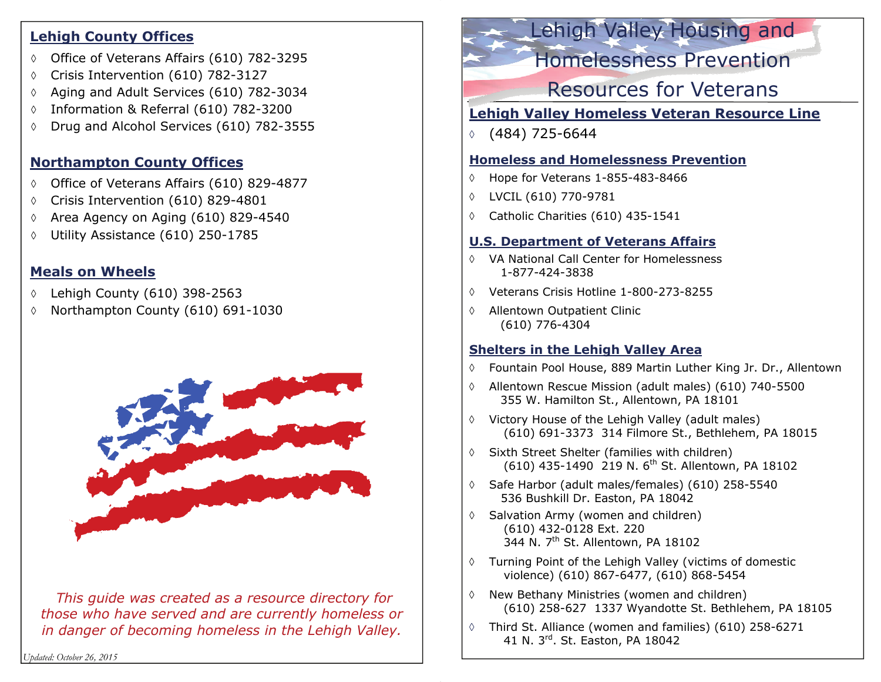# Lehigh Valley Housing and Homelessness Prevention Resources for Veterans

## Lehigh Valley Homeless Veteran Resource Line

- (484) 725-6644

## Homeless and Homelessness Prevention

- Hope for Veterans 1-855-483-8466
- LVCIL (610) 770-9781
- Catholic Charities (610) 435-1541

## U.S. Department of Veterans Affairs

- VA National Call Center for Homelessness 1-877-424-3838
- Veterans Crisis Hotline 1-800-273-8255
- Allentown Outpatient Clinic (610) 776-4304

## Shelters in the Lehigh Valley Area

- Fountain Pool House, 889 Martin Luther King Jr. Dr., Allentown
- Allentown Rescue Mission (adult males) (610) 740-5500 355 W. Hamilton St., Allentown, PA 18101
- Victory House of the Lehigh Valley (adult males) (610) 691-3373 314 Filmore St., Bethlehem, PA 18015
- Sixth Street Shelter (families with children) (610) 435-1490 219 N. 6th St. Allentown, PA 18102
- Safe Harbor (adult males/females) (610) 258-5540 536 Bushkill Dr. Easton, PA 18042
- Salvation Army (women and children) (610) 432-0128 Ext. 220 344 N. 7th St. Allentown, PA 18102
- Turning Point of the Lehigh Valley (victims of domestic violence) (610) 867-6477, (610) 868-5454
- New Bethany Ministries (women and children) (610) 258-627 1337 Wyandotte St. Bethlehem, PA 18105
- Third St. Alliance (women and families) (610) 258-6271 41 N. 3rd. St. Easton, PA 18042

## Lehigh County Offices

- Office of Veterans Affairs (610) 782-3295
- Crisis Intervention (610) 782-3127
- Aging and Adult Services (610) 782-3034
- Information & Referral (610) 782-3200
- Drug and Alcohol Services (610) 782-3555

## Northampton County Offices

- Office of Veterans Affairs (610) 829-4877
- Crisis Intervention (610) 829-4801
- Area Agency on Aging (610) 829-4540
- Utility Assistance (610) 250-1785

## Meals on Wheels

- Lehigh County (610) 398-2563
- Northampton County (610) 691-1030

*This guide was created as a resource directory for those who have served and are currently homeless or in danger of becoming homeless in the Lehigh Valley.*

*Updated: October 26, 2015*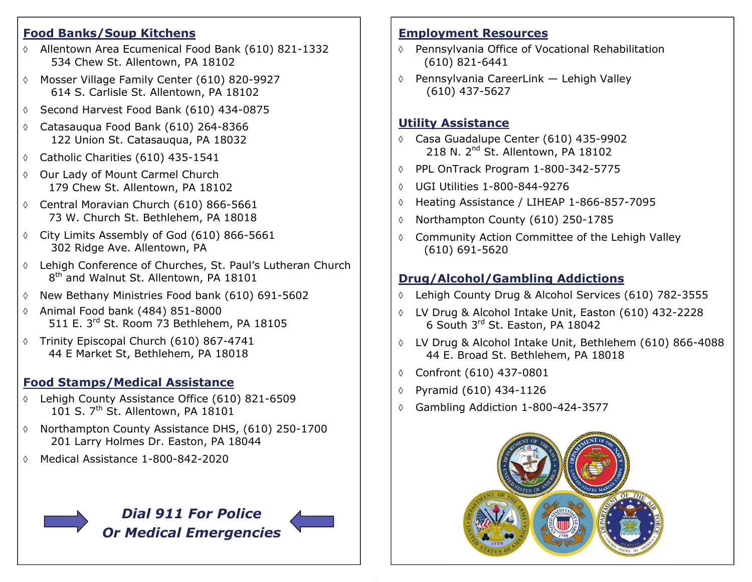## Food Banks/Soup Kitchens

- Allentown Area Ecumenical Food Bank (610) 821-1332
  534 Chew St. Allentown, PA 18102
- Mosser Village Family Center (610) 820-9927
  614 S. Carlisle St. Allentown, PA 18102
- Second Harvest Food Bank (610) 434-0875
- Catasauqua Food Bank (610) 264-8366
  122 Union St. Catasauqua, PA 18032
- Catholic Charities (610) 435-1541
- Our Lady of Mount Carmel Church
  179 Chew St. Allentown, PA 18102
- Central Moravian Church (610) 866-5661
  73 W. Church St. Bethlehem, PA 18018
- City Limits Assembly of God (610) 866-5661
  302 Ridge Ave. Allentown, PA
- Lehigh Conference of Churches, St. Paul's Lutheran Church
  8th and Walnut St. Allentown, PA 18101
- New Bethany Ministries Food bank (610) 691-5602
- Animal Food bank (484) 851-8000
  511 E. 3rd St. Room 73 Bethlehem, PA 18105
- Trinity Episcopal Church (610) 867-4741
  44 E Market St, Bethlehem, PA 18018

## Food Stamps/Medical Assistance

- Lehigh County Assistance Office (610) 821-6509
  101 S. 7th St. Allentown, PA 18101
- Northampton County Assistance DHS, (610) 250-1700
  201 Larry Holmes Dr. Easton, PA 18044
- Medical Assistance 1-800-842-2020

***Dial 911 For Police Or Medical Emergencies***

## Employment Resources

- Pennsylvania Office of Vocational Rehabilitation
  (610) 821-6441
- Pennsylvania CareerLink — Lehigh Valley
  (610) 437-5627

## Utility Assistance

- Casa Guadalupe Center (610) 435-9902
  218 N. 2nd St. Allentown, PA 18102
- PPL OnTrack Program 1-800-342-5775
- UGI Utilities 1-800-844-9276
- Heating Assistance / LIHEAP 1-866-857-7095
- Northampton County (610) 250-1785
- Community Action Committee of the Lehigh Valley
  (610) 691-5620

## Drug/Alcohol/Gambling Addictions

- Lehigh County Drug & Alcohol Services (610) 782-3555
- LV Drug & Alcohol Intake Unit, Easton (610) 432-2228
  6 South 3rd St. Easton, PA 18042
- LV Drug & Alcohol Intake Unit, Bethlehem (610) 866-4088
  44 E. Broad St. Bethlehem, PA 18018
- Confront (610) 437-0801
- Pyramid (610) 434-1126
- Gambling Addiction 1-800-424-3577